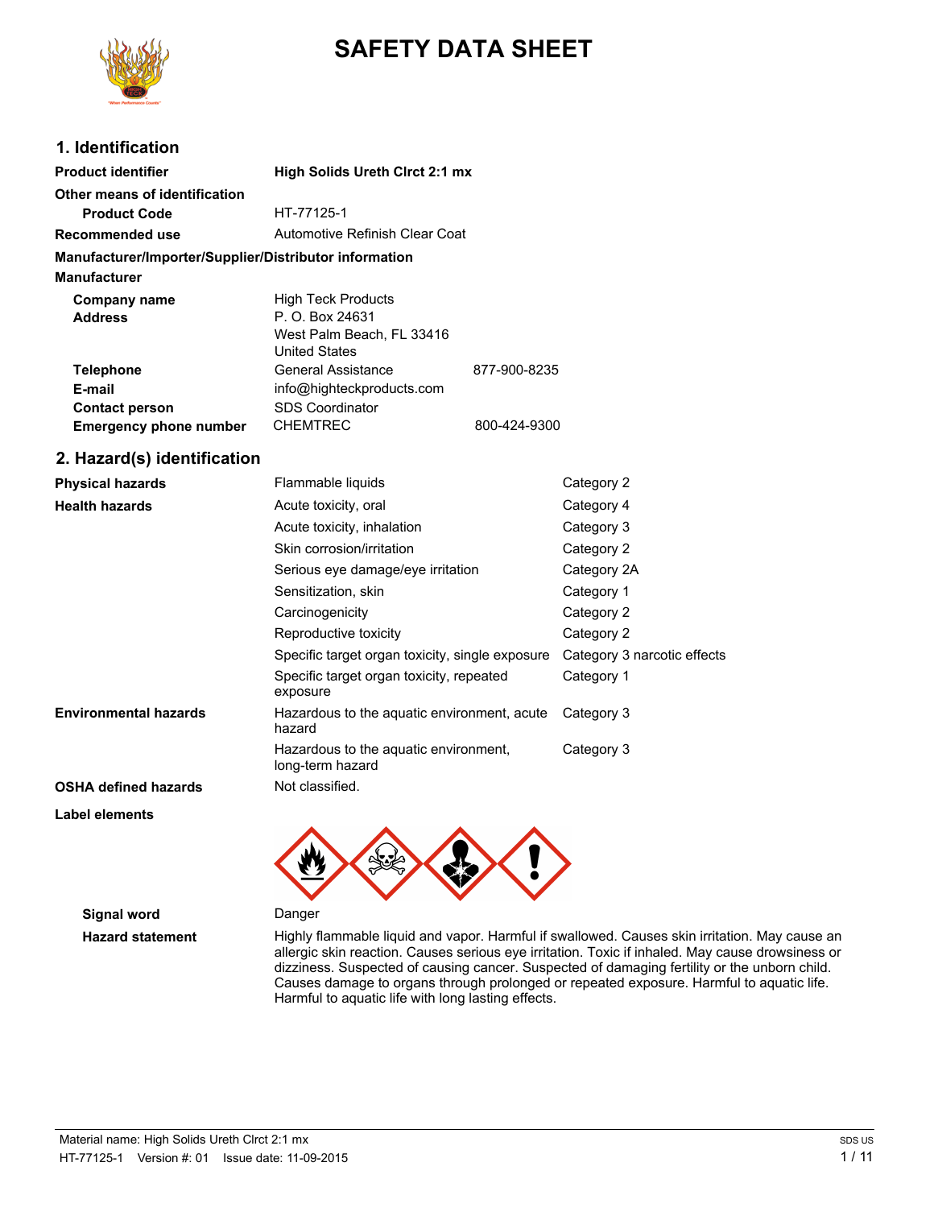# SAFETY DATA SHEET

## 1. Identification

| | | |
|---|---|---|
| **Product identifier** | High Solids Ureth Clrct 2:1 mx | |
| **Other means of identification** | | |
| **Product Code** | HT-77125-1 | |
| **Recommended use** | Automotive Refinish Clear Coat | |

**Manufacturer/Importer/Supplier/Distributor information**

**Manufacturer**

| | | |
|---|---|---|
| **Company name** | High Teck Products | |
| **Address** | P. O. Box 24631<br>West Palm Beach, FL 33416<br>United States | |
| **Telephone** | General Assistance | 877-900-8235 |
| **E-mail** | info@highteckproducts.com | |
| **Contact person** | SDS Coordinator | |
| **Emergency phone number** | CHEMTREC | 800-424-9300 |

## 2. Hazard(s) identification

| | | |
|---|---|---|
| **Physical hazards** | Flammable liquids | Category 2 |
| **Health hazards** | Acute toxicity, oral | Category 4 |
| | Acute toxicity, inhalation | Category 3 |
| | Skin corrosion/irritation | Category 2 |
| | Serious eye damage/eye irritation | Category 2A |
| | Sensitization, skin | Category 1 |
| | Carcinogenicity | Category 2 |
| | Reproductive toxicity | Category 2 |
| | Specific target organ toxicity, single exposure | Category 3 narcotic effects |
| | Specific target organ toxicity, repeated exposure | Category 1 |
| **Environmental hazards** | Hazardous to the aquatic environment, acute hazard | Category 3 |
| | Hazardous to the aquatic environment, long-term hazard | Category 3 |
| **OSHA defined hazards** | Not classified. | |

**Label elements**

**Signal word** Danger

**Hazard statement** Highly flammable liquid and vapor. Harmful if swallowed. Causes skin irritation. May cause an allergic skin reaction. Causes serious eye irritation. Toxic if inhaled. May cause drowsiness or dizziness. Suspected of causing cancer. Suspected of damaging fertility or the unborn child. Causes damage to organs through prolonged or repeated exposure. Harmful to aquatic life. Harmful to aquatic life with long lasting effects.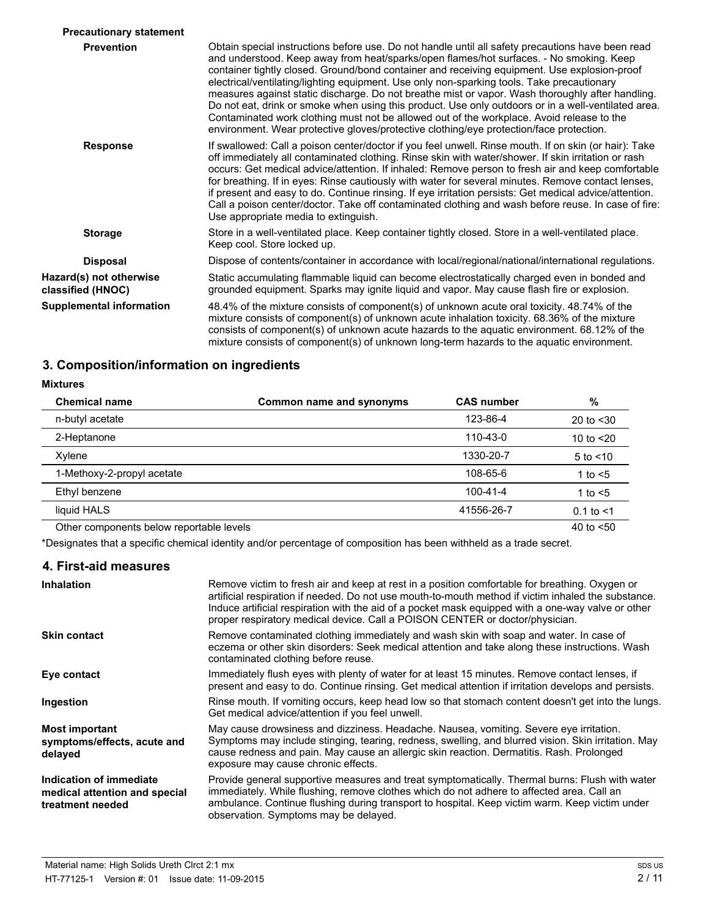**Precautionary statement**

**Prevention**

Obtain special instructions before use. Do not handle until all safety precautions have been read and understood. Keep away from heat/sparks/open flames/hot surfaces. - No smoking. Keep container tightly closed. Ground/bond container and receiving equipment. Use explosion-proof electrical/ventilating/lighting equipment. Use only non-sparking tools. Take precautionary measures against static discharge. Do not breathe mist or vapor. Wash thoroughly after handling. Do not eat, drink or smoke when using this product. Use only outdoors or in a well-ventilated area. Contaminated work clothing must not be allowed out of the workplace. Avoid release to the environment. Wear protective gloves/protective clothing/eye protection/face protection.

**Response**

If swallowed: Call a poison center/doctor if you feel unwell. Rinse mouth. If on skin (or hair): Take off immediately all contaminated clothing. Rinse skin with water/shower. If skin irritation or rash occurs: Get medical advice/attention. If inhaled: Remove person to fresh air and keep comfortable for breathing. If in eyes: Rinse cautiously with water for several minutes. Remove contact lenses, if present and easy to do. Continue rinsing. If eye irritation persists: Get medical advice/attention. Call a poison center/doctor. Take off contaminated clothing and wash before reuse. In case of fire: Use appropriate media to extinguish.

**Storage**

Store in a well-ventilated place. Keep container tightly closed. Store in a well-ventilated place. Keep cool. Store locked up.

**Disposal**

Dispose of contents/container in accordance with local/regional/national/international regulations.

**Hazard(s) not otherwise classified (HNOC)**

Static accumulating flammable liquid can become electrostatically charged even in bonded and grounded equipment. Sparks may ignite liquid and vapor. May cause flash fire or explosion.

**Supplemental information**

48.4% of the mixture consists of component(s) of unknown acute oral toxicity. 48.74% of the mixture consists of component(s) of unknown acute inhalation toxicity. 68.36% of the mixture consists of component(s) of unknown acute hazards to the aquatic environment. 68.12% of the mixture consists of component(s) of unknown long-term hazards to the aquatic environment.

## 3. Composition/information on ingredients

**Mixtures**

| Chemical name | Common name and synonyms | CAS number | % |
|---|---|---|---|
| n-butyl acetate | | 123-86-4 | 20 to <30 |
| 2-Heptanone | | 110-43-0 | 10 to <20 |
| Xylene | | 1330-20-7 | 5 to <10 |
| 1-Methoxy-2-propyl acetate | | 108-65-6 | 1 to <5 |
| Ethyl benzene | | 100-41-4 | 1 to <5 |
| liquid HALS | | 41556-26-7 | 0.1 to <1 |
| Other components below reportable levels | | | 40 to <50 |

*Designates that a specific chemical identity and/or percentage of composition has been withheld as a trade secret.

## 4. First-aid measures

**Inhalation**

Remove victim to fresh air and keep at rest in a position comfortable for breathing. Oxygen or artificial respiration if needed. Do not use mouth-to-mouth method if victim inhaled the substance. Induce artificial respiration with the aid of a pocket mask equipped with a one-way valve or other proper respiratory medical device. Call a POISON CENTER or doctor/physician.

**Skin contact**

Remove contaminated clothing immediately and wash skin with soap and water. In case of eczema or other skin disorders: Seek medical attention and take along these instructions. Wash contaminated clothing before reuse.

**Eye contact**

Immediately flush eyes with plenty of water for at least 15 minutes. Remove contact lenses, if present and easy to do. Continue rinsing. Get medical attention if irritation develops and persists.

**Ingestion**

Rinse mouth. If vomiting occurs, keep head low so that stomach content doesn't get into the lungs. Get medical advice/attention if you feel unwell.

**Most important symptoms/effects, acute and delayed**

May cause drowsiness and dizziness. Headache. Nausea, vomiting. Severe eye irritation. Symptoms may include stinging, tearing, redness, swelling, and blurred vision. Skin irritation. May cause redness and pain. May cause an allergic skin reaction. Dermatitis. Rash. Prolonged exposure may cause chronic effects.

**Indication of immediate medical attention and special treatment needed**

Provide general supportive measures and treat symptomatically. Thermal burns: Flush with water immediately. While flushing, remove clothes which do not adhere to affected area. Call an ambulance. Continue flushing during transport to hospital. Keep victim warm. Keep victim under observation. Symptoms may be delayed.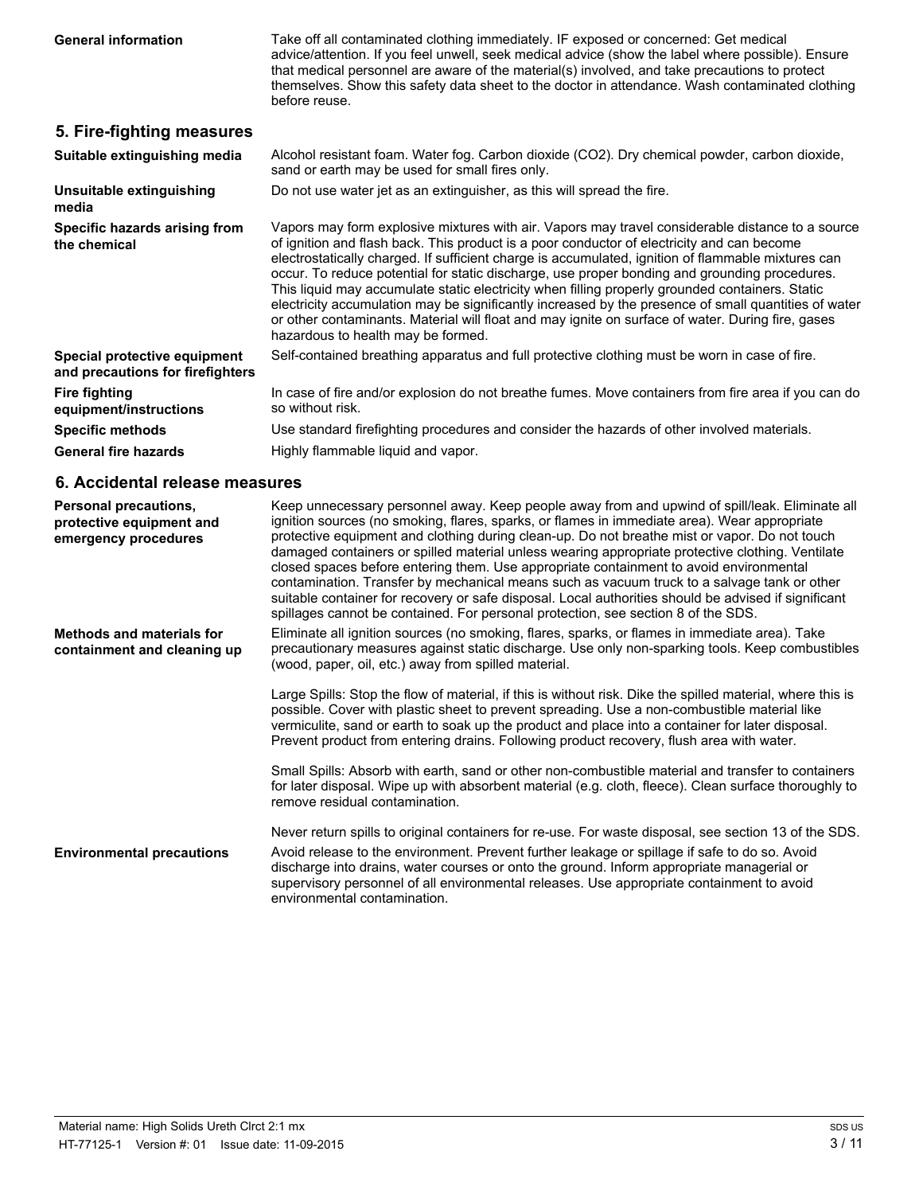| | |
|---|---|
| **General information** | Take off all contaminated clothing immediately. IF exposed or concerned: Get medical advice/attention. If you feel unwell, seek medical advice (show the label where possible). Ensure that medical personnel are aware of the material(s) involved, and take precautions to protect themselves. Show this safety data sheet to the doctor in attendance. Wash contaminated clothing before reuse. |

## 5. Fire-fighting measures

| | |
|---|---|
| **Suitable extinguishing media** | Alcohol resistant foam. Water fog. Carbon dioxide ($CO_2$). Dry chemical powder, carbon dioxide, sand or earth may be used for small fires only. |
| **Unsuitable extinguishing media** | Do not use water jet as an extinguisher, as this will spread the fire. |
| **Specific hazards arising from the chemical** | Vapors may form explosive mixtures with air. Vapors may travel considerable distance to a source of ignition and flash back. This product is a poor conductor of electricity and can become electrostatically charged. If sufficient charge is accumulated, ignition of flammable mixtures can occur. To reduce potential for static discharge, use proper bonding and grounding procedures. This liquid may accumulate static electricity when filling properly grounded containers. Static electricity accumulation may be significantly increased by the presence of small quantities of water or other contaminants. Material will float and may ignite on surface of water. During fire, gases hazardous to health may be formed. |
| **Special protective equipment and precautions for firefighters** | Self-contained breathing apparatus and full protective clothing must be worn in case of fire. |
| **Fire fighting equipment/instructions** | In case of fire and/or explosion do not breathe fumes. Move containers from fire area if you can do so without risk. |
| **Specific methods** | Use standard firefighting procedures and consider the hazards of other involved materials. |
| **General fire hazards** | Highly flammable liquid and vapor. |

## 6. Accidental release measures

| | |
|---|---|
| **Personal precautions, protective equipment and emergency procedures** | Keep unnecessary personnel away. Keep people away from and upwind of spill/leak. Eliminate all ignition sources (no smoking, flares, sparks, or flames in immediate area). Wear appropriate protective equipment and clothing during clean-up. Do not breathe mist or vapor. Do not touch damaged containers or spilled material unless wearing appropriate protective clothing. Ventilate closed spaces before entering them. Use appropriate containment to avoid environmental contamination. Transfer by mechanical means such as vacuum truck to a salvage tank or other suitable container for recovery or safe disposal. Local authorities should be advised if significant spillages cannot be contained. For personal protection, see section 8 of the SDS. |
| **Methods and materials for containment and cleaning up** | Eliminate all ignition sources (no smoking, flares, sparks, or flames in immediate area). Take precautionary measures against static discharge. Use only non-sparking tools. Keep combustibles (wood, paper, oil, etc.) away from spilled material.<br><br>Large Spills: Stop the flow of material, if this is without risk. Dike the spilled material, where this is possible. Cover with plastic sheet to prevent spreading. Use a non-combustible material like vermiculite, sand or earth to soak up the product and place into a container for later disposal. Prevent product from entering drains. Following product recovery, flush area with water.<br><br>Small Spills: Absorb with earth, sand or other non-combustible material and transfer to containers for later disposal. Wipe up with absorbent material (e.g. cloth, fleece). Clean surface thoroughly to remove residual contamination.<br><br>Never return spills to original containers for re-use. For waste disposal, see section 13 of the SDS. |
| **Environmental precautions** | Avoid release to the environment. Prevent further leakage or spillage if safe to do so. Avoid discharge into drains, water courses or onto the ground. Inform appropriate managerial or supervisory personnel of all environmental releases. Use appropriate containment to avoid environmental contamination. |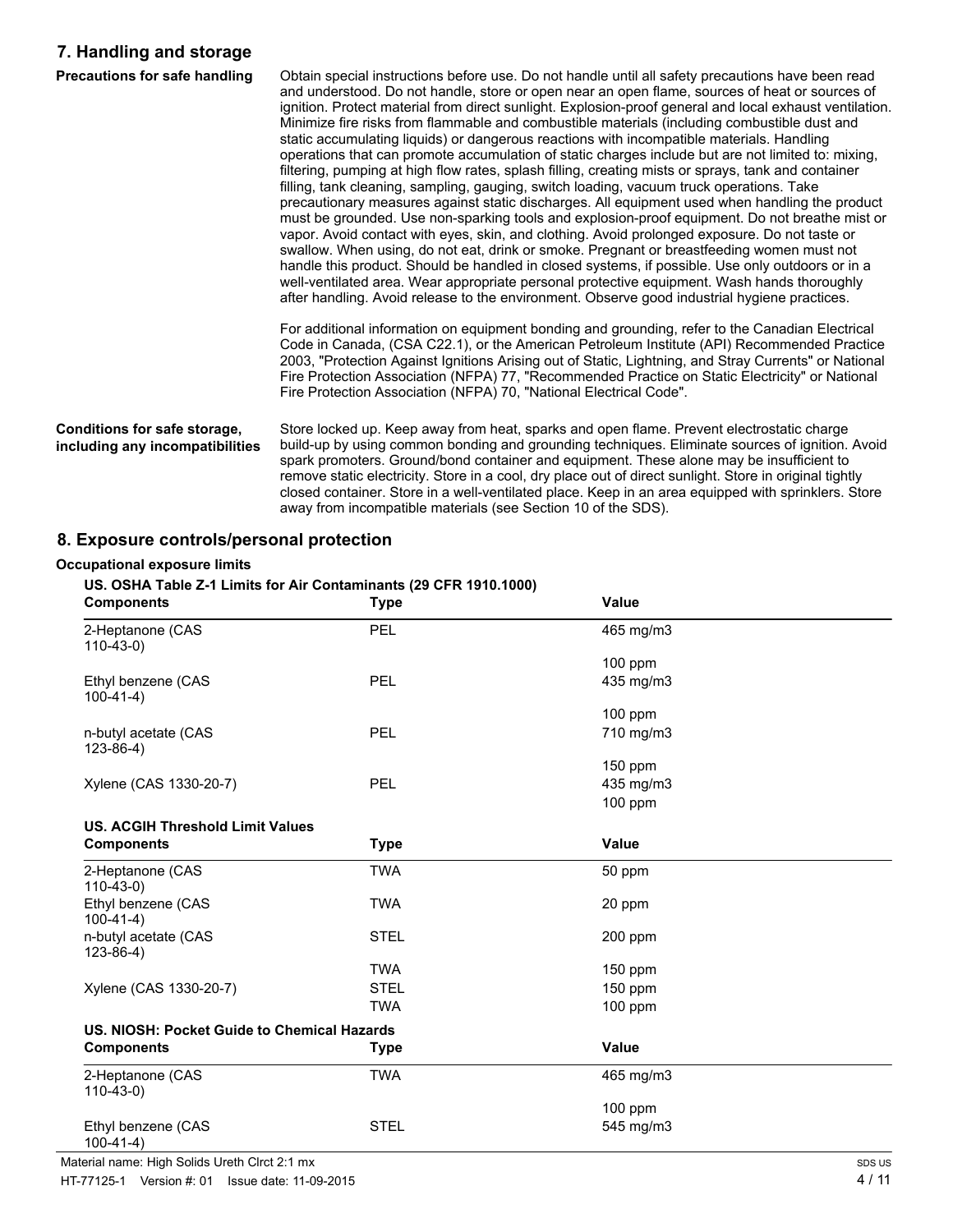## 7. Handling and storage

**Precautions for safe handling**

Obtain special instructions before use. Do not handle until all safety precautions have been read and understood. Do not handle, store or open near an open flame, sources of heat or sources of ignition. Protect material from direct sunlight. Explosion-proof general and local exhaust ventilation. Minimize fire risks from flammable and combustible materials (including combustible dust and static accumulating liquids) or dangerous reactions with incompatible materials. Handling operations that can promote accumulation of static charges include but are not limited to: mixing, filtering, pumping at high flow rates, splash filling, creating mists or sprays, tank and container filling, tank cleaning, sampling, gauging, switch loading, vacuum truck operations. Take precautionary measures against static discharges. All equipment used when handling the product must be grounded. Use non-sparking tools and explosion-proof equipment. Do not breathe mist or vapor. Avoid contact with eyes, skin, and clothing. Avoid prolonged exposure. Do not taste or swallow. When using, do not eat, drink or smoke. Pregnant or breastfeeding women must not handle this product. Should be handled in closed systems, if possible. Use only outdoors or in a well-ventilated area. Wear appropriate personal protective equipment. Wash hands thoroughly after handling. Avoid release to the environment. Observe good industrial hygiene practices.

For additional information on equipment bonding and grounding, refer to the Canadian Electrical Code in Canada, (CSA C22.1), or the American Petroleum Institute (API) Recommended Practice 2003, "Protection Against Ignitions Arising out of Static, Lightning, and Stray Currents" or National Fire Protection Association (NFPA) 77, "Recommended Practice on Static Electricity" or National Fire Protection Association (NFPA) 70, "National Electrical Code".

**Conditions for safe storage, including any incompatibilities**

Store locked up. Keep away from heat, sparks and open flame. Prevent electrostatic charge build-up by using common bonding and grounding techniques. Eliminate sources of ignition. Avoid spark promoters. Ground/bond container and equipment. These alone may be insufficient to remove static electricity. Store in a cool, dry place out of direct sunlight. Store in original tightly closed container. Store in a well-ventilated place. Keep in an area equipped with sprinklers. Store away from incompatible materials (see Section 10 of the SDS).

## 8. Exposure controls/personal protection

**Occupational exposure limits**

**US. OSHA Table Z-1 Limits for Air Contaminants (29 CFR 1910.1000)**

| Components | Type | Value |
|---|---|---|
| 2-Heptanone (CAS 110-43-0) | PEL | 465 mg/m3 |
| | | 100 ppm |
| Ethyl benzene (CAS 100-41-4) | PEL | 435 mg/m3 |
| | | 100 ppm |
| n-butyl acetate (CAS 123-86-4) | PEL | 710 mg/m3 |
| | | 150 ppm |
| Xylene (CAS 1330-20-7) | PEL | 435 mg/m3 |
| | | 100 ppm |

**US. ACGIH Threshold Limit Values**

| Components | Type | Value |
|---|---|---|
| 2-Heptanone (CAS 110-43-0) | TWA | 50 ppm |
| Ethyl benzene (CAS 100-41-4) | TWA | 20 ppm |
| n-butyl acetate (CAS 123-86-4) | STEL | 200 ppm |
| | TWA | 150 ppm |
| Xylene (CAS 1330-20-7) | STEL | 150 ppm |
| | TWA | 100 ppm |

**US. NIOSH: Pocket Guide to Chemical Hazards**

| Components | Type | Value |
|---|---|---|
| 2-Heptanone (CAS 110-43-0) | TWA | 465 mg/m3 |
| | | 100 ppm |
| Ethyl benzene (CAS 100-41-4) | STEL | 545 mg/m3 |

Material name: High Solids Ureth Clrct 2:1 mx

HT-77125-1 Version #: 01 Issue date: 11-09-2015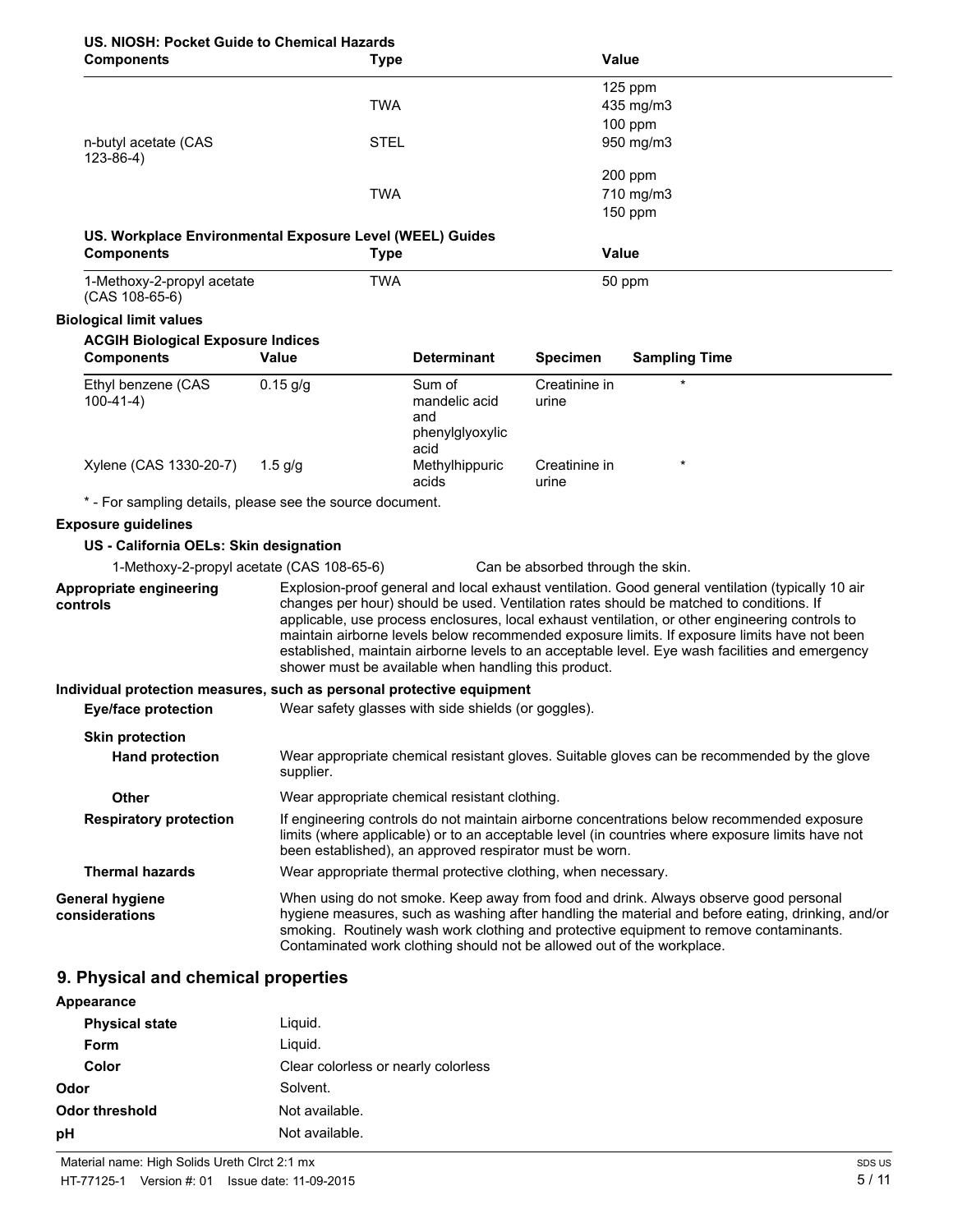**US. NIOSH: Pocket Guide to Chemical Hazards**

| Components | Type | Value |
|---|---|---|
| | | 125 ppm |
| | TWA | 435 mg/m3 |
| | | 100 ppm |
| n-butyl acetate (CAS 123-86-4) | STEL | 950 mg/m3 |
| | | 200 ppm |
| | TWA | 710 mg/m3 |
| | | 150 ppm |

**US. Workplace Environmental Exposure Level (WEEL) Guides**

| Components | Type | Value |
|---|---|---|
| 1-Methoxy-2-propyl acetate (CAS 108-65-6) | TWA | 50 ppm |

**Biological limit values**

**ACGIH Biological Exposure Indices**

| Components | Value | Determinant | Specimen | Sampling Time |
|---|---|---|---|---|
| Ethyl benzene (CAS 100-41-4) | 0.15 g/g | Sum of mandelic acid and phenylglyoxylic acid | Creatinine in urine | * |
| Xylene (CAS 1330-20-7) | 1.5 g/g | Methylhippuric acids | Creatinine in urine | * |

\* - For sampling details, please see the source document.

**Exposure guidelines**

**US - California OELs: Skin designation**

1-Methoxy-2-propyl acetate (CAS 108-65-6) — Can be absorbed through the skin.

**Appropriate engineering controls**
Explosion-proof general and local exhaust ventilation. Good general ventilation (typically 10 air changes per hour) should be used. Ventilation rates should be matched to conditions. If applicable, use process enclosures, local exhaust ventilation, or other engineering controls to maintain airborne levels below recommended exposure limits. If exposure limits have not been established, maintain airborne levels to an acceptable level. Eye wash facilities and emergency shower must be available when handling this product.

**Individual protection measures, such as personal protective equipment**

**Eye/face protection**
Wear safety glasses with side shields (or goggles).

**Skin protection**

**Hand protection**
Wear appropriate chemical resistant gloves. Suitable gloves can be recommended by the glove supplier.

**Other**
Wear appropriate chemical resistant clothing.

**Respiratory protection**
If engineering controls do not maintain airborne concentrations below recommended exposure limits (where applicable) or to an acceptable level (in countries where exposure limits have not been established), an approved respirator must be worn.

**Thermal hazards**
Wear appropriate thermal protective clothing, when necessary.

**General hygiene considerations**
When using do not smoke. Keep away from food and drink. Always observe good personal hygiene measures, such as washing after handling the material and before eating, drinking, and/or smoking. Routinely wash work clothing and protective equipment to remove contaminants. Contaminated work clothing should not be allowed out of the workplace.

## 9. Physical and chemical properties

**Appearance**

| | |
|---|---|
| **Physical state** | Liquid. |
| **Form** | Liquid. |
| **Color** | Clear colorless or nearly colorless |
| **Odor** | Solvent. |
| **Odor threshold** | Not available. |
| **pH** | Not available. |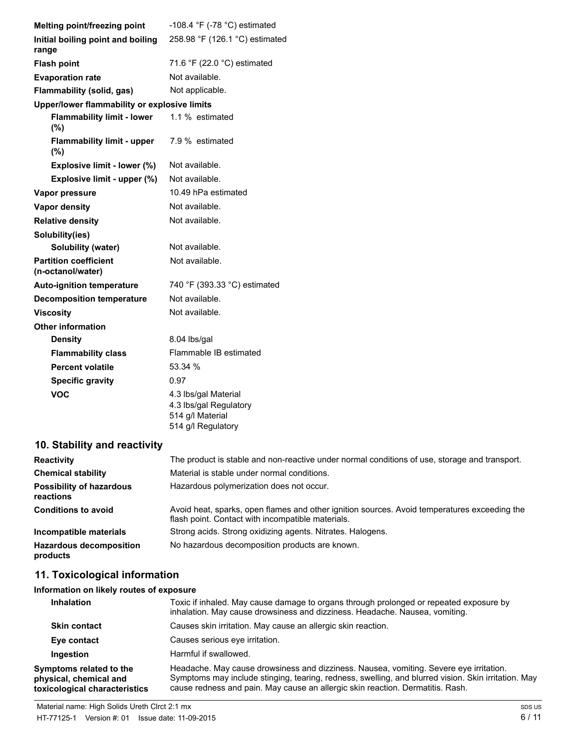| Property | Value |
|---|---|
| **Melting point/freezing point** | -108.4 °F (-78 °C) estimated |
| **Initial boiling point and boiling range** | 258.98 °F (126.1 °C) estimated |
| **Flash point** | 71.6 °F (22.0 °C) estimated |
| **Evaporation rate** | Not available. |
| **Flammability (solid, gas)** | Not applicable. |
| **Upper/lower flammability or explosive limits** | |
| **Flammability limit - lower (%)** | 1.1 % estimated |
| **Flammability limit - upper (%)** | 7.9 % estimated |
| **Explosive limit - lower (%)** | Not available. |
| **Explosive limit - upper (%)** | Not available. |
| **Vapor pressure** | 10.49 hPa estimated |
| **Vapor density** | Not available. |
| **Relative density** | Not available. |
| **Solubility(ies)** | |
| **Solubility (water)** | Not available. |
| **Partition coefficient (n-octanol/water)** | Not available. |
| **Auto-ignition temperature** | 740 °F (393.33 °C) estimated |
| **Decomposition temperature** | Not available. |
| **Viscosity** | Not available. |
| **Other information** | |
| **Density** | 8.04 lbs/gal |
| **Flammability class** | Flammable IB estimated |
| **Percent volatile** | 53.34 % |
| **Specific gravity** | 0.97 |
| **VOC** | 4.3 lbs/gal Material<br>4.3 lbs/gal Regulatory<br>514 g/l Material<br>514 g/l Regulatory |

## 10. Stability and reactivity

| | |
|---|---|
| **Reactivity** | The product is stable and non-reactive under normal conditions of use, storage and transport. |
| **Chemical stability** | Material is stable under normal conditions. |
| **Possibility of hazardous reactions** | Hazardous polymerization does not occur. |
| **Conditions to avoid** | Avoid heat, sparks, open flames and other ignition sources. Avoid temperatures exceeding the flash point. Contact with incompatible materials. |
| **Incompatible materials** | Strong acids. Strong oxidizing agents. Nitrates. Halogens. |
| **Hazardous decomposition products** | No hazardous decomposition products are known. |

## 11. Toxicological information

**Information on likely routes of exposure**

| | |
|---|---|
| **Inhalation** | Toxic if inhaled. May cause damage to organs through prolonged or repeated exposure by inhalation. May cause drowsiness and dizziness. Headache. Nausea, vomiting. |
| **Skin contact** | Causes skin irritation. May cause an allergic skin reaction. |
| **Eye contact** | Causes serious eye irritation. |
| **Ingestion** | Harmful if swallowed. |
| **Symptoms related to the physical, chemical and toxicological characteristics** | Headache. May cause drowsiness and dizziness. Nausea, vomiting. Severe eye irritation. Symptoms may include stinging, tearing, redness, swelling, and blurred vision. Skin irritation. May cause redness and pain. May cause an allergic skin reaction. Dermatitis. Rash. |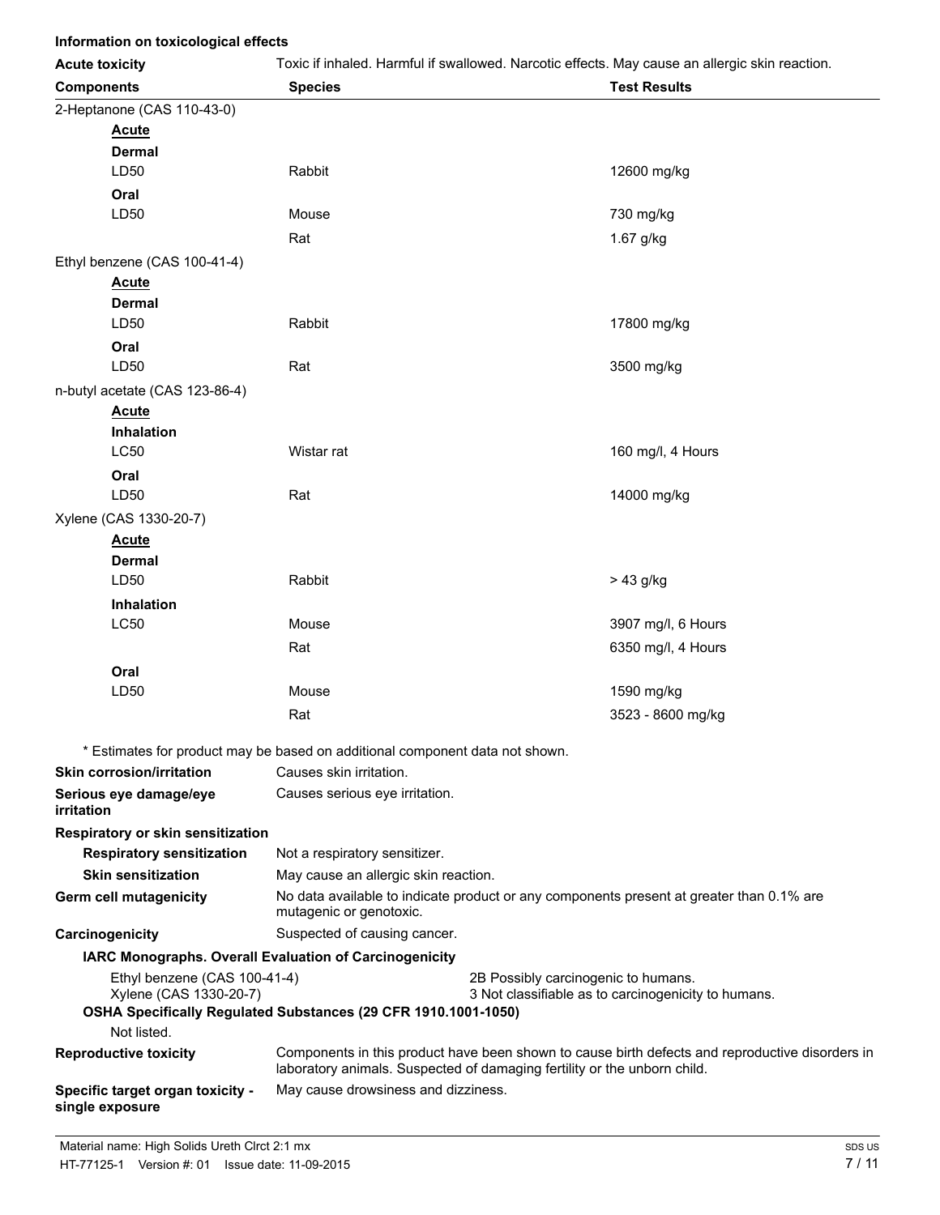**Information on toxicological effects**

**Acute toxicity** Toxic if inhaled. Harmful if swallowed. Narcotic effects. May cause an allergic skin reaction.

| Components | Species | Test Results |
|---|---|---|
| 2-Heptanone (CAS 110-43-0) | | |
| **Acute** | | |
| **Dermal** | | |
| LD50 | Rabbit | 12600 mg/kg |
| **Oral** | | |
| LD50 | Mouse | 730 mg/kg |
| | Rat | 1.67 g/kg |
| Ethyl benzene (CAS 100-41-4) | | |
| **Acute** | | |
| **Dermal** | | |
| LD50 | Rabbit | 17800 mg/kg |
| **Oral** | | |
| LD50 | Rat | 3500 mg/kg |
| n-butyl acetate (CAS 123-86-4) | | |
| **Acute** | | |
| **Inhalation** | | |
| LC50 | Wistar rat | 160 mg/l, 4 Hours |
| **Oral** | | |
| LD50 | Rat | 14000 mg/kg |
| Xylene (CAS 1330-20-7) | | |
| **Acute** | | |
| **Dermal** | | |
| LD50 | Rabbit | > 43 g/kg |
| **Inhalation** | | |
| LC50 | Mouse | 3907 mg/l, 6 Hours |
| | Rat | 6350 mg/l, 4 Hours |
| **Oral** | | |
| LD50 | Mouse | 1590 mg/kg |
| | Rat | 3523 - 8600 mg/kg |

\* Estimates for product may be based on additional component data not shown.

**Skin corrosion/irritation** Causes skin irritation.

**Serious eye damage/eye irritation** Causes serious eye irritation.

**Respiratory or skin sensitization**

**Respiratory sensitization** Not a respiratory sensitizer.

**Skin sensitization** May cause an allergic skin reaction.

**Germ cell mutagenicity** No data available to indicate product or any components present at greater than 0.1% are mutagenic or genotoxic.

**Carcinogenicity** Suspected of causing cancer.

**IARC Monographs. Overall Evaluation of Carcinogenicity**

| | |
|---|---|
| Ethyl benzene (CAS 100-41-4) | 2B Possibly carcinogenic to humans. |
| Xylene (CAS 1330-20-7) | 3 Not classifiable as to carcinogenicity to humans. |

**OSHA Specifically Regulated Substances (29 CFR 1910.1001-1050)**

Not listed.

**Reproductive toxicity** Components in this product have been shown to cause birth defects and reproductive disorders in laboratory animals. Suspected of damaging fertility or the unborn child.

**Specific target organ toxicity - single exposure** May cause drowsiness and dizziness.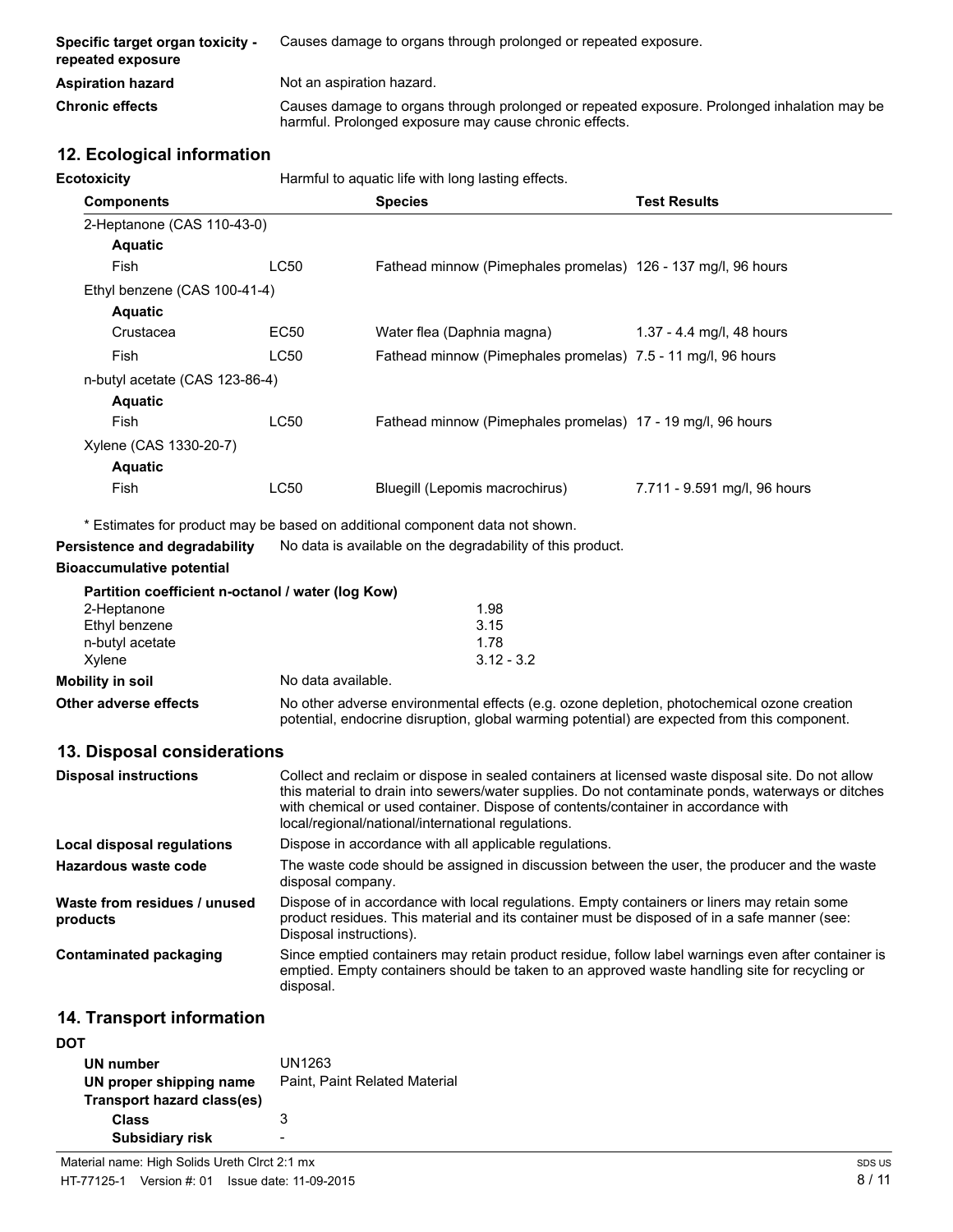| | |
|---|---|
| **Specific target organ toxicity - repeated exposure** | Causes damage to organs through prolonged or repeated exposure. |
| **Aspiration hazard** | Not an aspiration hazard. |
| **Chronic effects** | Causes damage to organs through prolonged or repeated exposure. Prolonged inhalation may be harmful. Prolonged exposure may cause chronic effects. |

## 12. Ecological information

**Ecotoxicity** Harmful to aquatic life with long lasting effects.

| Components | | Species | Test Results |
|---|---|---|---|
| 2-Heptanone (CAS 110-43-0) | | | |
| **Aquatic** | | | |
| Fish | LC50 | Fathead minnow (Pimephales promelas) | 126 - 137 mg/l, 96 hours |
| Ethyl benzene (CAS 100-41-4) | | | |
| **Aquatic** | | | |
| Crustacea | EC50 | Water flea (Daphnia magna) | 1.37 - 4.4 mg/l, 48 hours |
| Fish | LC50 | Fathead minnow (Pimephales promelas) | 7.5 - 11 mg/l, 96 hours |
| n-butyl acetate (CAS 123-86-4) | | | |
| **Aquatic** | | | |
| Fish | LC50 | Fathead minnow (Pimephales promelas) | 17 - 19 mg/l, 96 hours |
| Xylene (CAS 1330-20-7) | | | |
| **Aquatic** | | | |
| Fish | LC50 | Bluegill (Lepomis macrochirus) | 7.711 - 9.591 mg/l, 96 hours |

* Estimates for product may be based on additional component data not shown.

**Persistence and degradability** No data is available on the degradability of this product.

**Bioaccumulative potential**

**Partition coefficient n-octanol / water (log Kow)**

| | |
|---|---|
| 2-Heptanone | 1.98 |
| Ethyl benzene | 3.15 |
| n-butyl acetate | 1.78 |
| Xylene | 3.12 - 3.2 |

**Mobility in soil** No data available.

**Other adverse effects** No other adverse environmental effects (e.g. ozone depletion, photochemical ozone creation potential, endocrine disruption, global warming potential) are expected from this component.

## 13. Disposal considerations

| | |
|---|---|
| **Disposal instructions** | Collect and reclaim or dispose in sealed containers at licensed waste disposal site. Do not allow this material to drain into sewers/water supplies. Do not contaminate ponds, waterways or ditches with chemical or used container. Dispose of contents/container in accordance with local/regional/national/international regulations. |
| **Local disposal regulations** | Dispose in accordance with all applicable regulations. |
| **Hazardous waste code** | The waste code should be assigned in discussion between the user, the producer and the waste disposal company. |
| **Waste from residues / unused products** | Dispose of in accordance with local regulations. Empty containers or liners may retain some product residues. This material and its container must be disposed of in a safe manner (see: Disposal instructions). |
| **Contaminated packaging** | Since emptied containers may retain product residue, follow label warnings even after container is emptied. Empty containers should be taken to an approved waste handling site for recycling or disposal. |

## 14. Transport information

**DOT**

| | |
|---|---|
| **UN number** | UN1263 |
| **UN proper shipping name** | Paint, Paint Related Material |
| **Transport hazard class(es)** | |
| **Class** | 3 |
| **Subsidiary risk** | - |

Material name: High Solids Ureth Clrct 2:1 mx

HT-77125-1 Version #: 01 Issue date: 11-09-2015

SDS US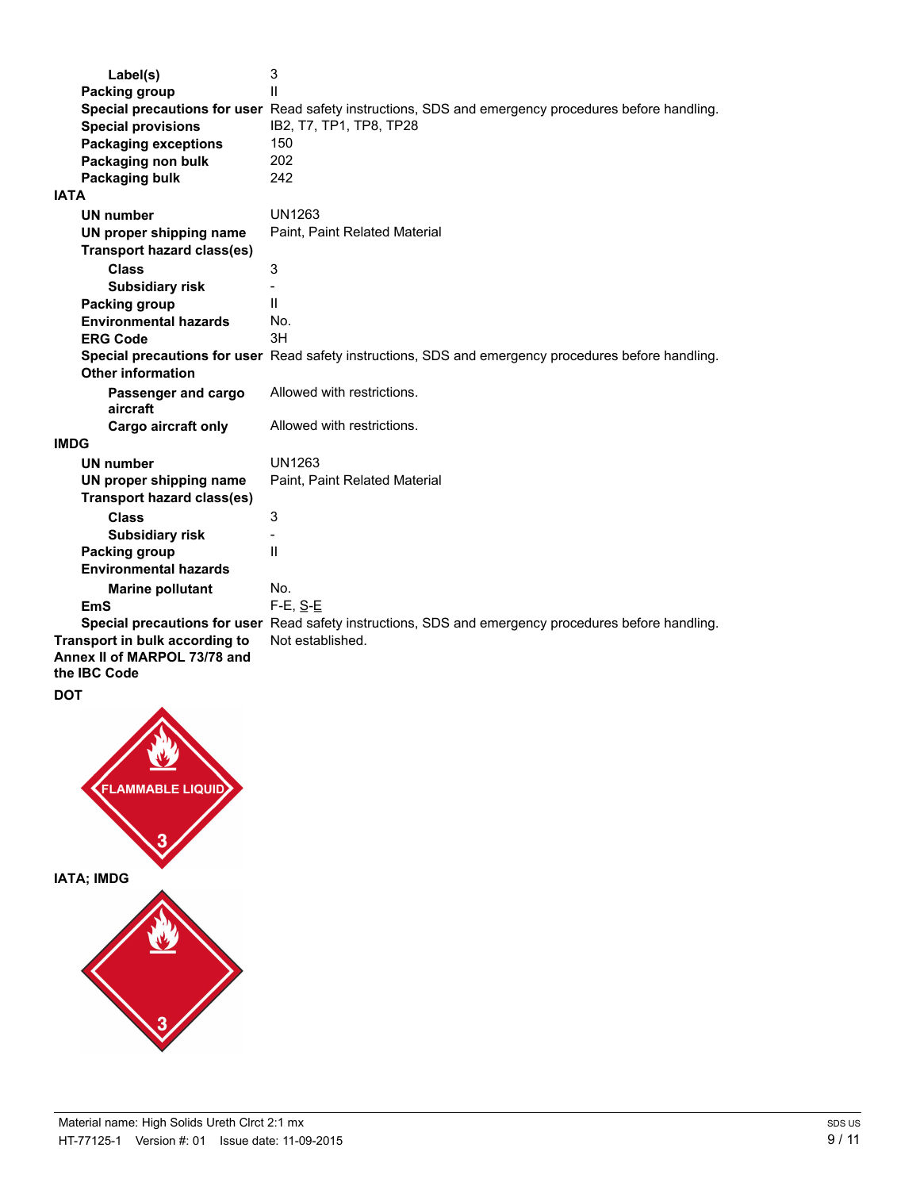| | |
|---|---|
| **Label(s)** | 3 |
| **Packing group** | II |
| **Special precautions for user** | Read safety instructions, SDS and emergency procedures before handling. |
| **Special provisions** | IB2, T7, TP1, TP8, TP28 |
| **Packaging exceptions** | 150 |
| **Packaging non bulk** | 202 |
| **Packaging bulk** | 242 |

**IATA**

| | |
|---|---|
| **UN number** | UN1263 |
| **UN proper shipping name** | Paint, Paint Related Material |
| **Transport hazard class(es)** | |
| **Class** | 3 |
| **Subsidiary risk** | - |
| **Packing group** | II |
| **Environmental hazards** | No. |
| **ERG Code** | 3H |
| **Special precautions for user** | Read safety instructions, SDS and emergency procedures before handling. |
| **Other information** | |
| **Passenger and cargo aircraft** | Allowed with restrictions. |
| **Cargo aircraft only** | Allowed with restrictions. |

**IMDG**

| | |
|---|---|
| **UN number** | UN1263 |
| **UN proper shipping name** | Paint, Paint Related Material |
| **Transport hazard class(es)** | |
| **Class** | 3 |
| **Subsidiary risk** | - |
| **Packing group** | II |
| **Environmental hazards** | |
| **Marine pollutant** | No. |
| **EmS** | F-E, S-E |
| **Special precautions for user** | Read safety instructions, SDS and emergency procedures before handling. |

**Transport in bulk according to Annex II of MARPOL 73/78 and the IBC Code** Not established.

**DOT**

FLAMMABLE LIQUID 3

**IATA; IMDG**

3

Material name: High Solids Ureth Clrct 2:1 mx

HT-77125-1 Version #: 01 Issue date: 11-09-2015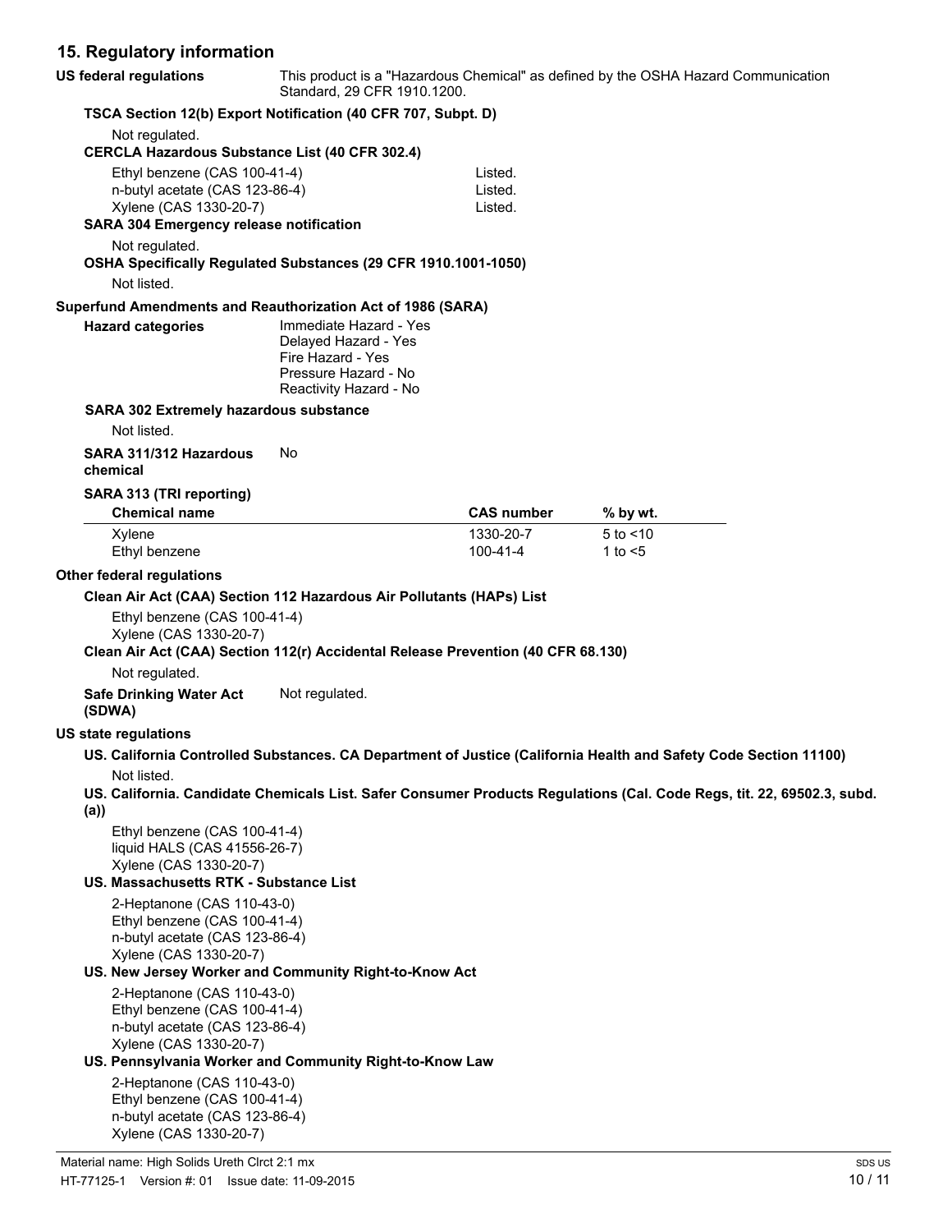## 15. Regulatory information

**US federal regulations** This product is a "Hazardous Chemical" as defined by the OSHA Hazard Communication Standard, 29 CFR 1910.1200.

**TSCA Section 12(b) Export Notification (40 CFR 707, Subpt. D)**

Not regulated.

**CERCLA Hazardous Substance List (40 CFR 302.4)**

| | |
|---|---|
| Ethyl benzene (CAS 100-41-4) | Listed. |
| n-butyl acetate (CAS 123-86-4) | Listed. |
| Xylene (CAS 1330-20-7) | Listed. |

**SARA 304 Emergency release notification**

Not regulated.

**OSHA Specifically Regulated Substances (29 CFR 1910.1001-1050)**

Not listed.

**Superfund Amendments and Reauthorization Act of 1986 (SARA)**

**Hazard categories**
Immediate Hazard - Yes
Delayed Hazard - Yes
Fire Hazard - Yes
Pressure Hazard - No
Reactivity Hazard - No

**SARA 302 Extremely hazardous substance**

Not listed.

**SARA 311/312 Hazardous chemical** No

**SARA 313 (TRI reporting)**

| Chemical name | CAS number | % by wt. |
|---|---|---|
| Xylene | 1330-20-7 | 5 to <10 |
| Ethyl benzene | 100-41-4 | 1 to <5 |

**Other federal regulations**

**Clean Air Act (CAA) Section 112 Hazardous Air Pollutants (HAPs) List**

Ethyl benzene (CAS 100-41-4)
Xylene (CAS 1330-20-7)

**Clean Air Act (CAA) Section 112(r) Accidental Release Prevention (40 CFR 68.130)**

Not regulated.

**Safe Drinking Water Act (SDWA)** Not regulated.

**US state regulations**

**US. California Controlled Substances. CA Department of Justice (California Health and Safety Code Section 11100)**

Not listed.

**US. California. Candidate Chemicals List. Safer Consumer Products Regulations (Cal. Code Regs, tit. 22, 69502.3, subd. (a))**

Ethyl benzene (CAS 100-41-4)
liquid HALS (CAS 41556-26-7)
Xylene (CAS 1330-20-7)

**US. Massachusetts RTK - Substance List**

2-Heptanone (CAS 110-43-0)
Ethyl benzene (CAS 100-41-4)
n-butyl acetate (CAS 123-86-4)
Xylene (CAS 1330-20-7)

**US. New Jersey Worker and Community Right-to-Know Act**

2-Heptanone (CAS 110-43-0)
Ethyl benzene (CAS 100-41-4)
n-butyl acetate (CAS 123-86-4)
Xylene (CAS 1330-20-7)

**US. Pennsylvania Worker and Community Right-to-Know Law**

2-Heptanone (CAS 110-43-0)
Ethyl benzene (CAS 100-41-4)
n-butyl acetate (CAS 123-86-4)
Xylene (CAS 1330-20-7)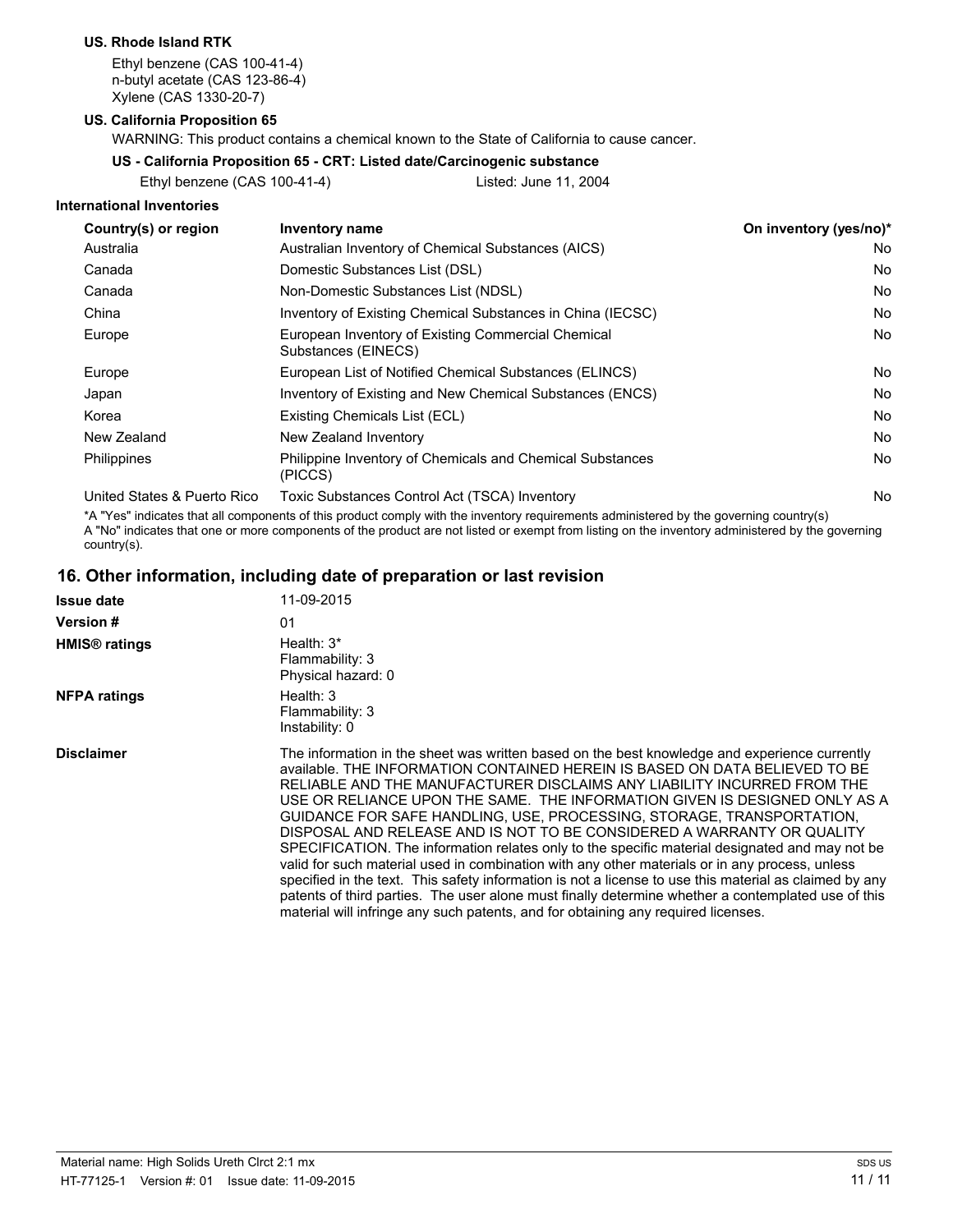**US. Rhode Island RTK**

Ethyl benzene (CAS 100-41-4)
n-butyl acetate (CAS 123-86-4)
Xylene (CAS 1330-20-7)

**US. California Proposition 65**

WARNING: This product contains a chemical known to the State of California to cause cancer.

**US - California Proposition 65 - CRT: Listed date/Carcinogenic substance**

Ethyl benzene (CAS 100-41-4) Listed: June 11, 2004

**International Inventories**

| Country(s) or region | Inventory name | On inventory (yes/no)* |
|---|---|---|
| Australia | Australian Inventory of Chemical Substances (AICS) | No |
| Canada | Domestic Substances List (DSL) | No |
| Canada | Non-Domestic Substances List (NDSL) | No |
| China | Inventory of Existing Chemical Substances in China (IECSC) | No |
| Europe | European Inventory of Existing Commercial Chemical Substances (EINECS) | No |
| Europe | European List of Notified Chemical Substances (ELINCS) | No |
| Japan | Inventory of Existing and New Chemical Substances (ENCS) | No |
| Korea | Existing Chemicals List (ECL) | No |
| New Zealand | New Zealand Inventory | No |
| Philippines | Philippine Inventory of Chemicals and Chemical Substances (PICCS) | No |
| United States & Puerto Rico | Toxic Substances Control Act (TSCA) Inventory | No |

*A "Yes" indicates that all components of this product comply with the inventory requirements administered by the governing country(s)
A "No" indicates that one or more components of the product are not listed or exempt from listing on the inventory administered by the governing country(s).

## 16. Other information, including date of preparation or last revision

**Issue date** 11-09-2015

**Version #** 01

**HMIS® ratings**
Health: 3*
Flammability: 3
Physical hazard: 0

**NFPA ratings**
Health: 3
Flammability: 3
Instability: 0

**Disclaimer**

The information in the sheet was written based on the best knowledge and experience currently available. THE INFORMATION CONTAINED HEREIN IS BASED ON DATA BELIEVED TO BE RELIABLE AND THE MANUFACTURER DISCLAIMS ANY LIABILITY INCURRED FROM THE USE OR RELIANCE UPON THE SAME. THE INFORMATION GIVEN IS DESIGNED ONLY AS A GUIDANCE FOR SAFE HANDLING, USE, PROCESSING, STORAGE, TRANSPORTATION, DISPOSAL AND RELEASE AND IS NOT TO BE CONSIDERED A WARRANTY OR QUALITY SPECIFICATION. The information relates only to the specific material designated and may not be valid for such material used in combination with any other materials or in any process, unless specified in the text. This safety information is not a license to use this material as claimed by any patents of third parties. The user alone must finally determine whether a contemplated use of this material will infringe any such patents, and for obtaining any required licenses.